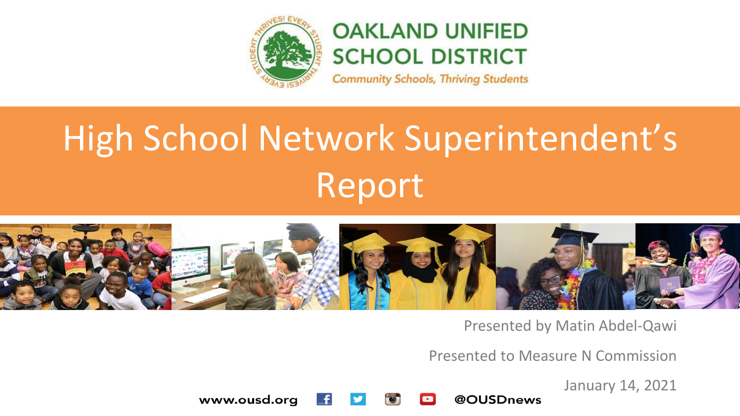OAKLAND UNIFIED SCHOOL DISTRICT

*Community Schools, Thriving Students*

# High School Network Superintendent's Report

Presented by Matin Abdel-Qawi

Presented to Measure N Commission

January 14, 2021

www.ousd.org @OUSDnews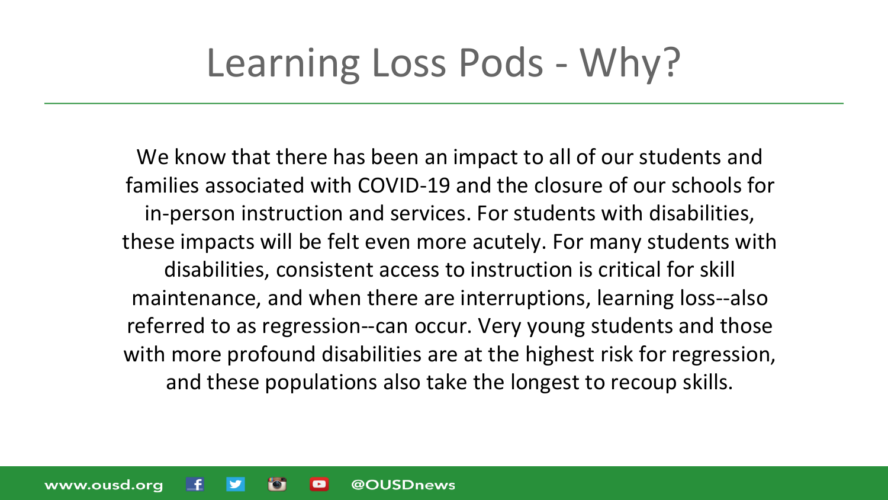# Learning Loss Pods - Why?

We know that there has been an impact to all of our students and families associated with COVID-19 and the closure of our schools for in-person instruction and services. For students with disabilities, these impacts will be felt even more acutely. For many students with disabilities, consistent access to instruction is critical for skill maintenance, and when there are interruptions, learning loss--also referred to as regression--can occur. Very young students and those with more profound disabilities are at the highest risk for regression, and these populations also take the longest to recoup skills.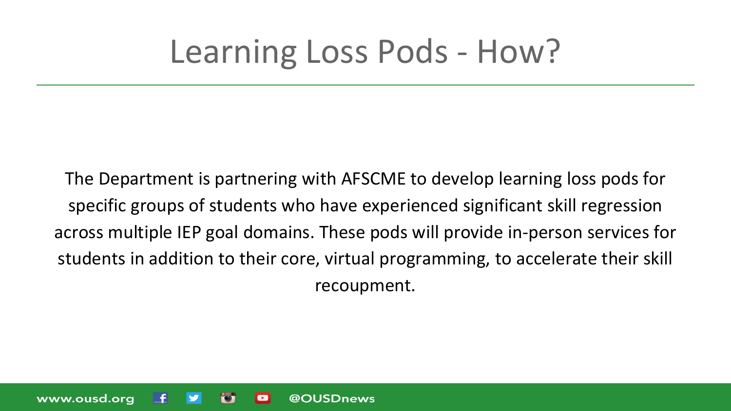# Learning Loss Pods - How?

The Department is partnering with AFSCME to develop learning loss pods for specific groups of students who have experienced significant skill regression across multiple IEP goal domains. These pods will provide in-person services for students in addition to their core, virtual programming, to accelerate their skill recoupment.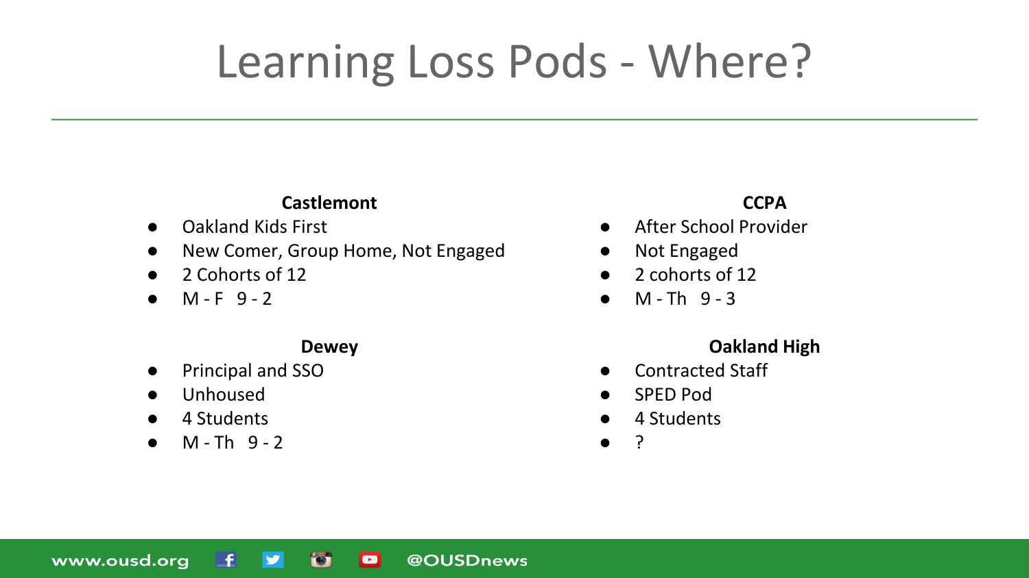# Learning Loss Pods - Where?

**Castlemont**

- Oakland Kids First
- New Comer, Group Home, Not Engaged
- 2 Cohorts of 12
- M - F 9 - 2

**Dewey**

- Principal and SSO
- Unhoused
- 4 Students
- M - Th 9 - 2

**CCPA**

- After School Provider
- Not Engaged
- 2 cohorts of 12
- M - Th 9 - 3

**Oakland High**

- Contracted Staff
- SPED Pod
- 4 Students
- ?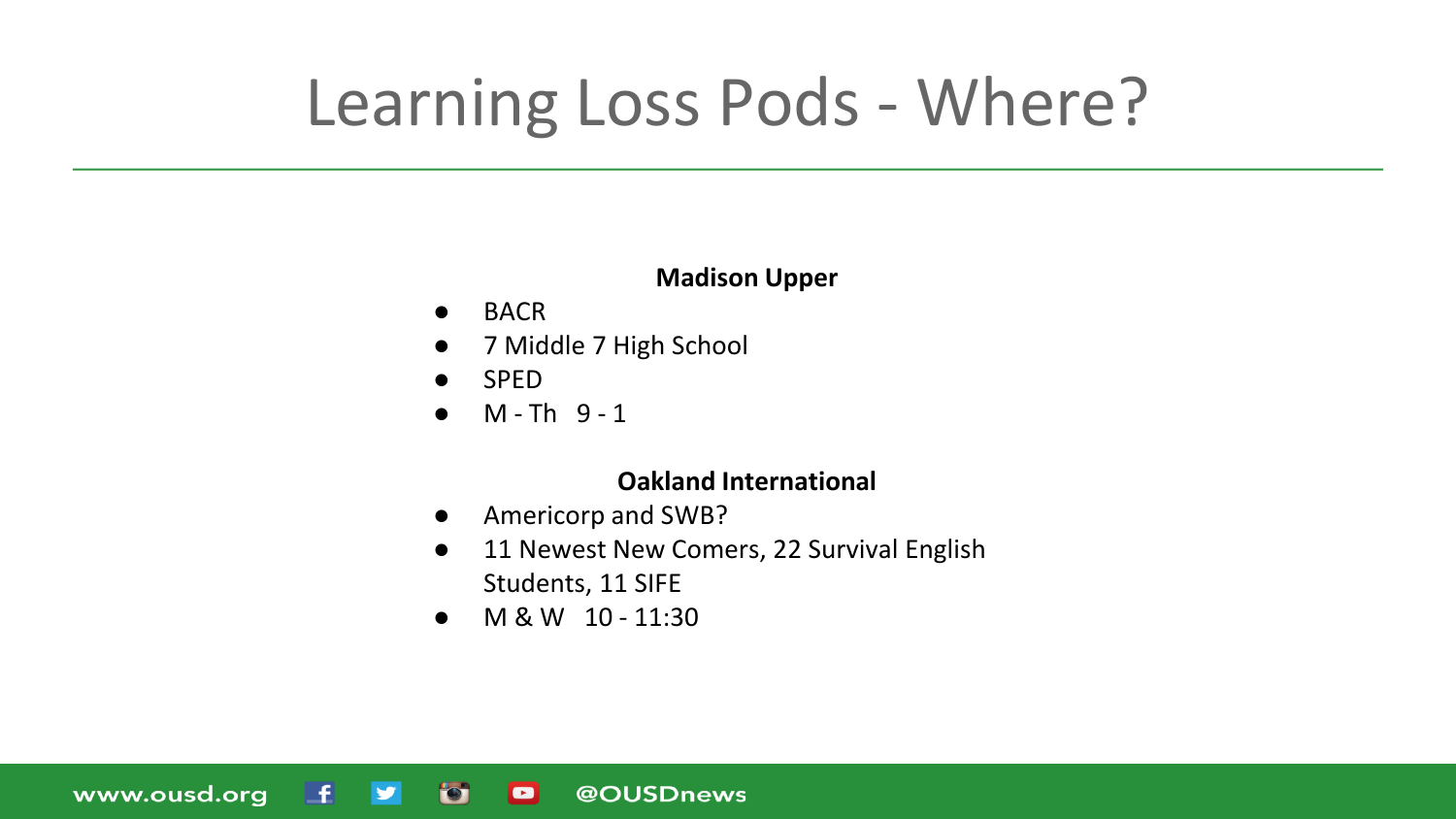# Learning Loss Pods - Where?

**Madison Upper**

- BACR
- 7 Middle 7 High School
- SPED
- M - Th 9 - 1

**Oakland International**

- Americorp and SWB?
- 11 Newest New Comers, 22 Survival English Students, 11 SIFE
- M & W 10 - 11:30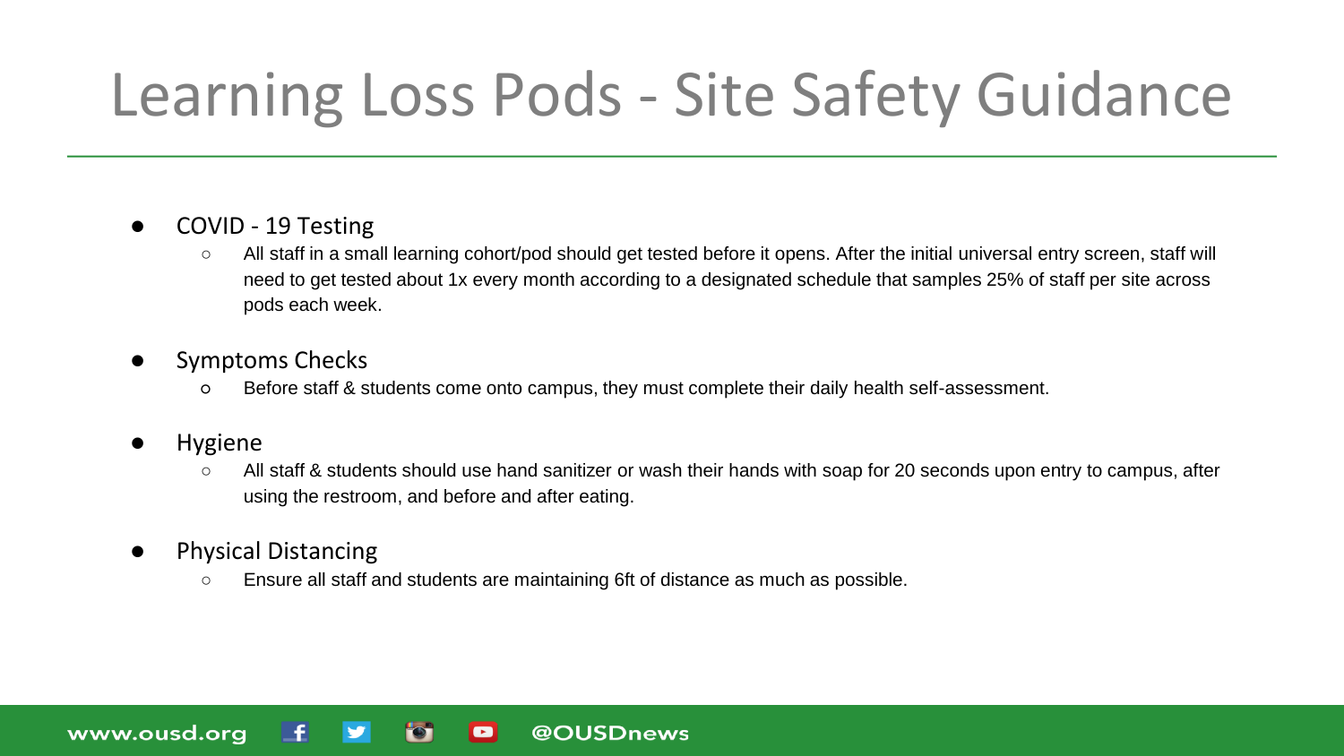# Learning Loss Pods - Site Safety Guidance

- COVID - 19 Testing
  - All staff in a small learning cohort/pod should get tested before it opens. After the initial universal entry screen, staff will need to get tested about 1x every month according to a designated schedule that samples 25% of staff per site across pods each week.
- Symptoms Checks
  - Before staff & students come onto campus, they must complete their daily health self-assessment.
- Hygiene
  - All staff & students should use hand sanitizer or wash their hands with soap for 20 seconds upon entry to campus, after using the restroom, and before and after eating.
- Physical Distancing
  - Ensure all staff and students are maintaining 6ft of distance as much as possible.

www.ousd.org @OUSDnews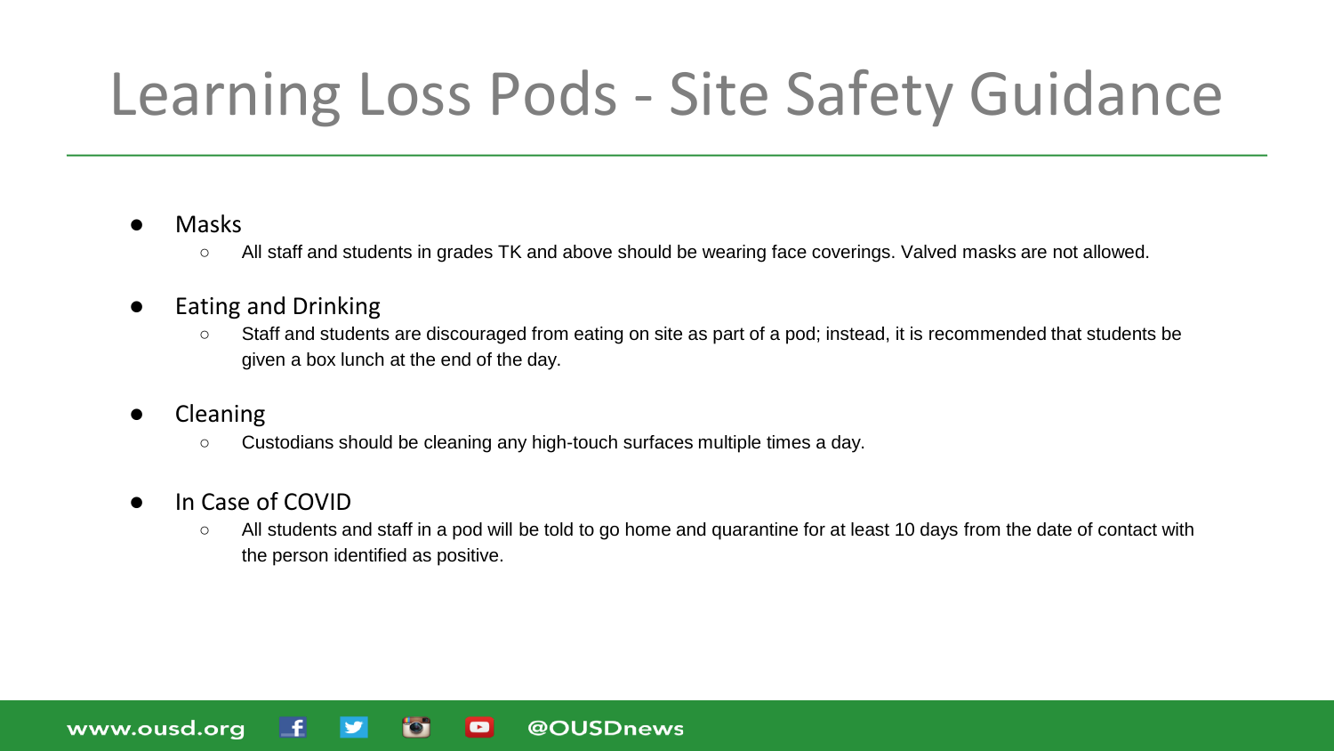# Learning Loss Pods - Site Safety Guidance

- Masks
  - All staff and students in grades TK and above should be wearing face coverings. Valved masks are not allowed.
- Eating and Drinking
  - Staff and students are discouraged from eating on site as part of a pod; instead, it is recommended that students be given a box lunch at the end of the day.
- Cleaning
  - Custodians should be cleaning any high-touch surfaces multiple times a day.
- In Case of COVID
  - All students and staff in a pod will be told to go home and quarantine for at least 10 days from the date of contact with the person identified as positive.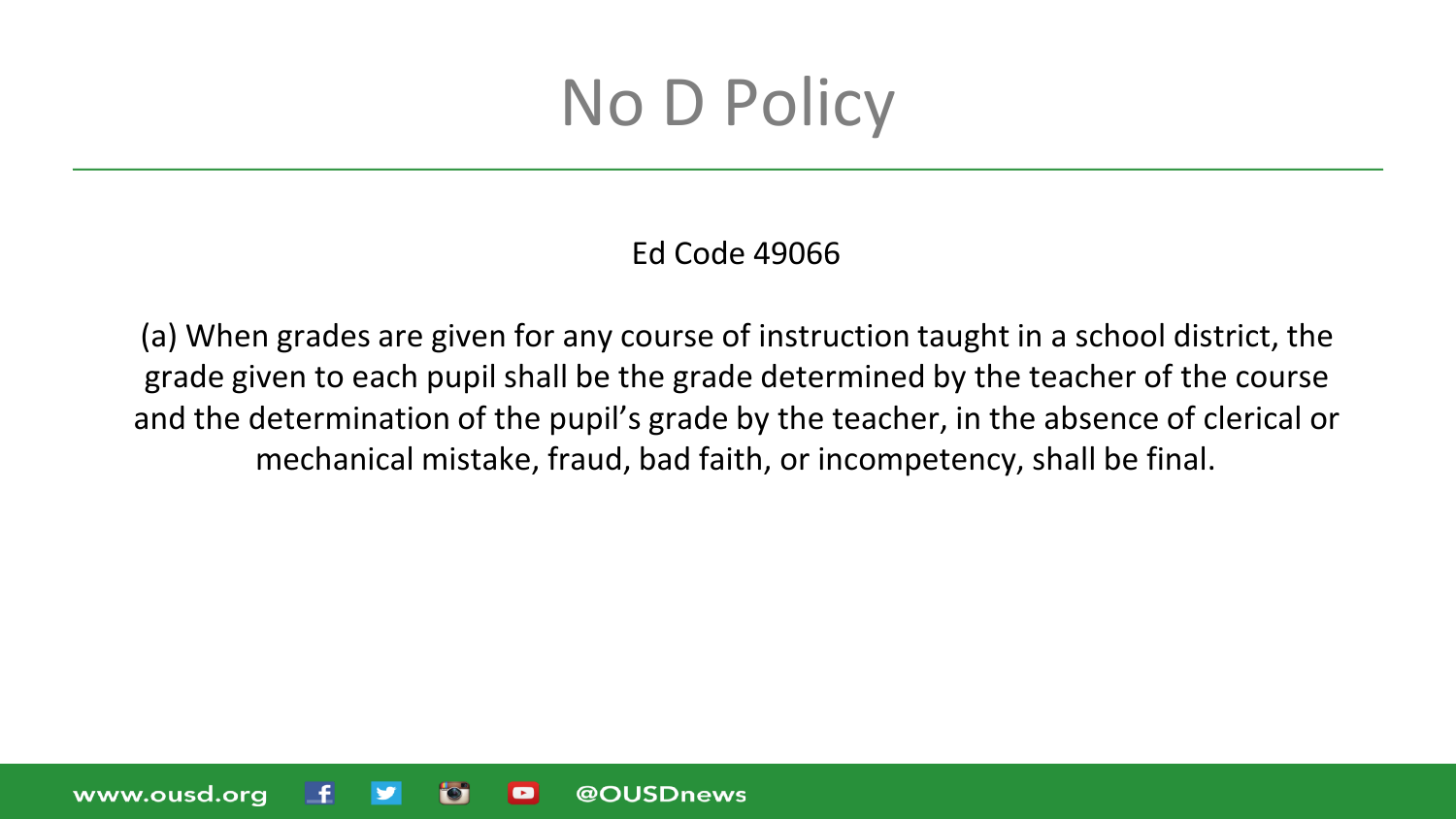# No D Policy

Ed Code 49066

(a) When grades are given for any course of instruction taught in a school district, the grade given to each pupil shall be the grade determined by the teacher of the course and the determination of the pupil's grade by the teacher, in the absence of clerical or mechanical mistake, fraud, bad faith, or incompetency, shall be final.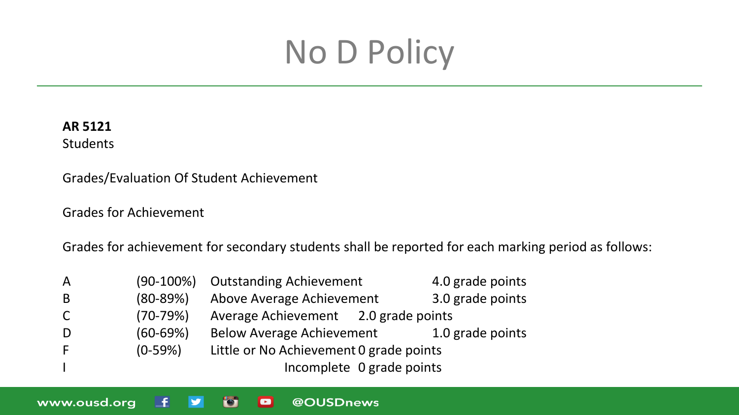# No D Policy

**AR 5121**
Students

Grades/Evaluation Of Student Achievement

Grades for Achievement

Grades for achievement for secondary students shall be reported for each marking period as follows:

| Grade | Range | Description | Grade Points |
|---|---|---|---|
| A | (90-100%) | Outstanding Achievement | 4.0 grade points |
| B | (80-89%) | Above Average Achievement | 3.0 grade points |
| C | (70-79%) | Average Achievement | 2.0 grade points |
| D | (60-69%) | Below Average Achievement | 1.0 grade points |
| F | (0-59%) | Little or No Achievement | 0 grade points |
| I | | Incomplete | 0 grade points |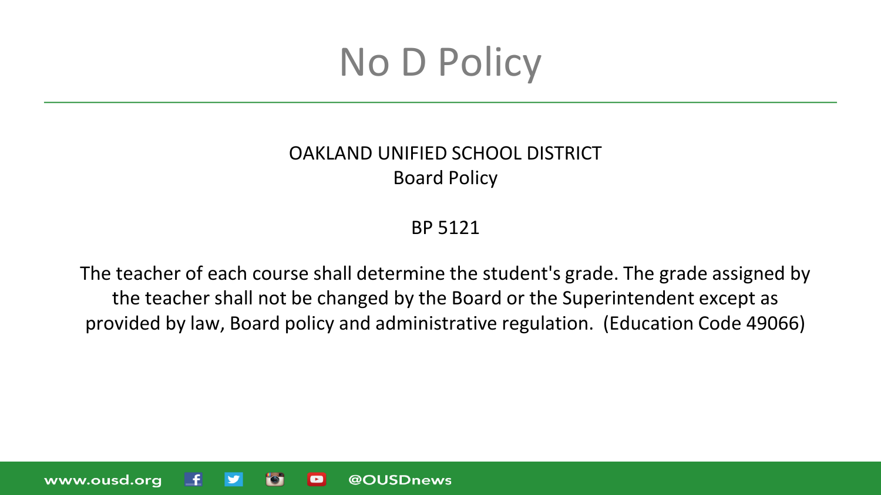# No D Policy

OAKLAND UNIFIED SCHOOL DISTRICT
Board Policy

BP 5121

The teacher of each course shall determine the student's grade. The grade assigned by the teacher shall not be changed by the Board or the Superintendent except as provided by law, Board policy and administrative regulation. (Education Code 49066)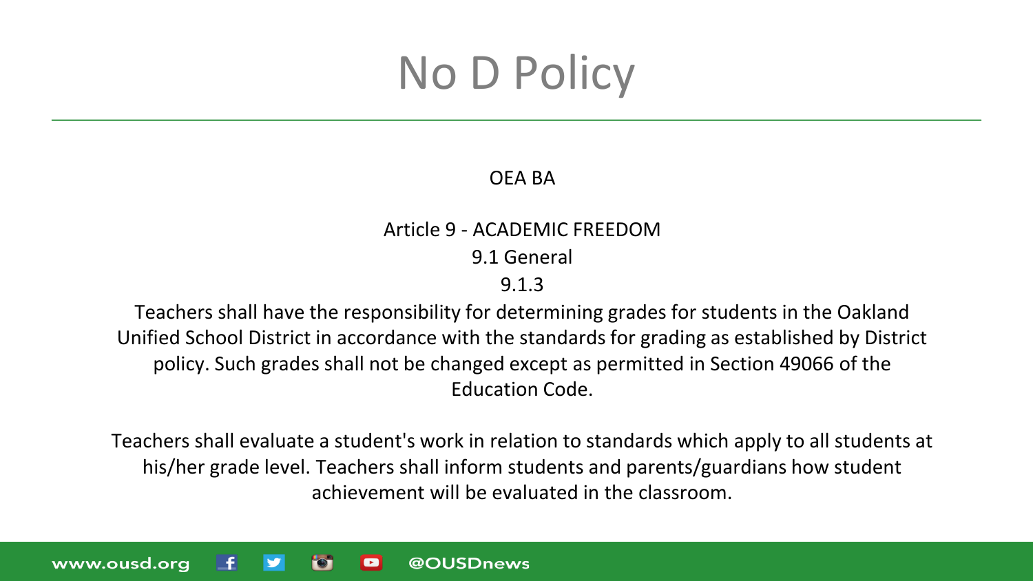# No D Policy

OEA BA

Article 9 - ACADEMIC FREEDOM

9.1 General

9.1.3

Teachers shall have the responsibility for determining grades for students in the Oakland Unified School District in accordance with the standards for grading as established by District policy. Such grades shall not be changed except as permitted in Section 49066 of the Education Code.

Teachers shall evaluate a student's work in relation to standards which apply to all students at his/her grade level. Teachers shall inform students and parents/guardians how student achievement will be evaluated in the classroom.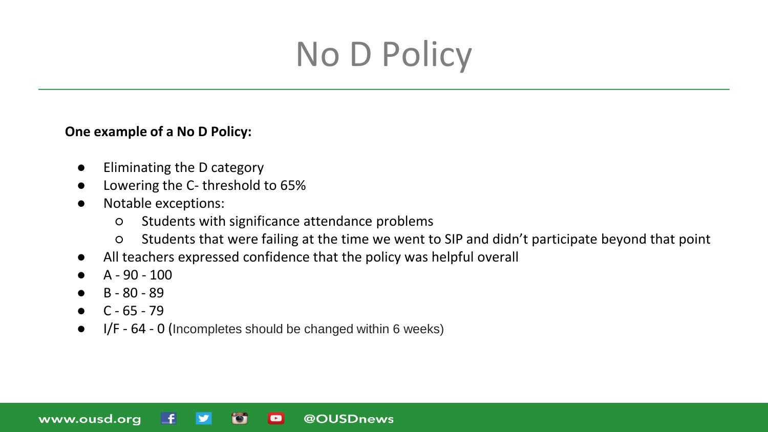# No D Policy

**One example of a No D Policy:**

- Eliminating the D category
- Lowering the C- threshold to 65%
- Notable exceptions:
  - Students with significance attendance problems
  - Students that were failing at the time we went to SIP and didn't participate beyond that point
- All teachers expressed confidence that the policy was helpful overall
- A - 90 - 100
- B - 80 - 89
- C - 65 - 79
- I/F - 64 - 0 (Incompletes should be changed within 6 weeks)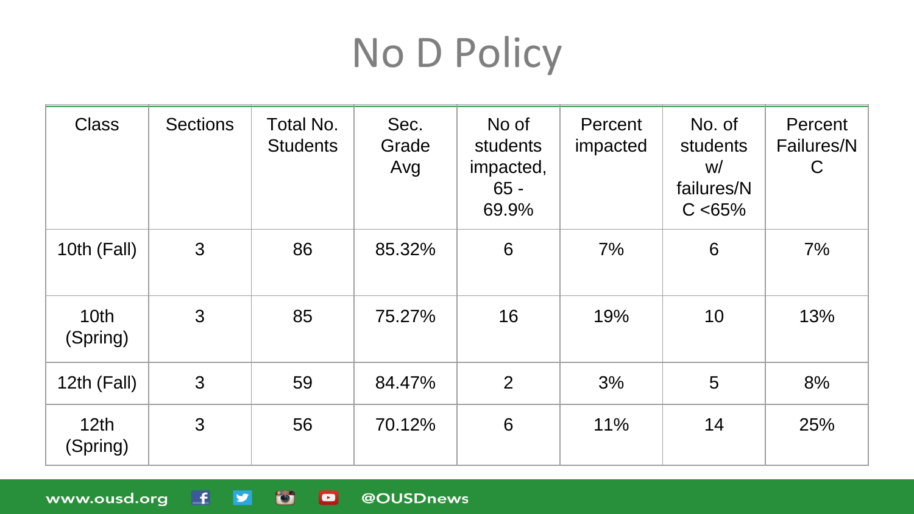# No D Policy

| Class | Sections | Total No. Students | Sec. Grade Avg | No of students impacted, 65 - 69.9% | Percent impacted | No. of students w/ failures/NC <65% | Percent Failures/NC |
|---|---|---|---|---|---|---|---|
| 10th (Fall) | 3 | 86 | 85.32% | 6 | 7% | 6 | 7% |
| 10th (Spring) | 3 | 85 | 75.27% | 16 | 19% | 10 | 13% |
| 12th (Fall) | 3 | 59 | 84.47% | 2 | 3% | 5 | 8% |
| 12th (Spring) | 3 | 56 | 70.12% | 6 | 11% | 14 | 25% |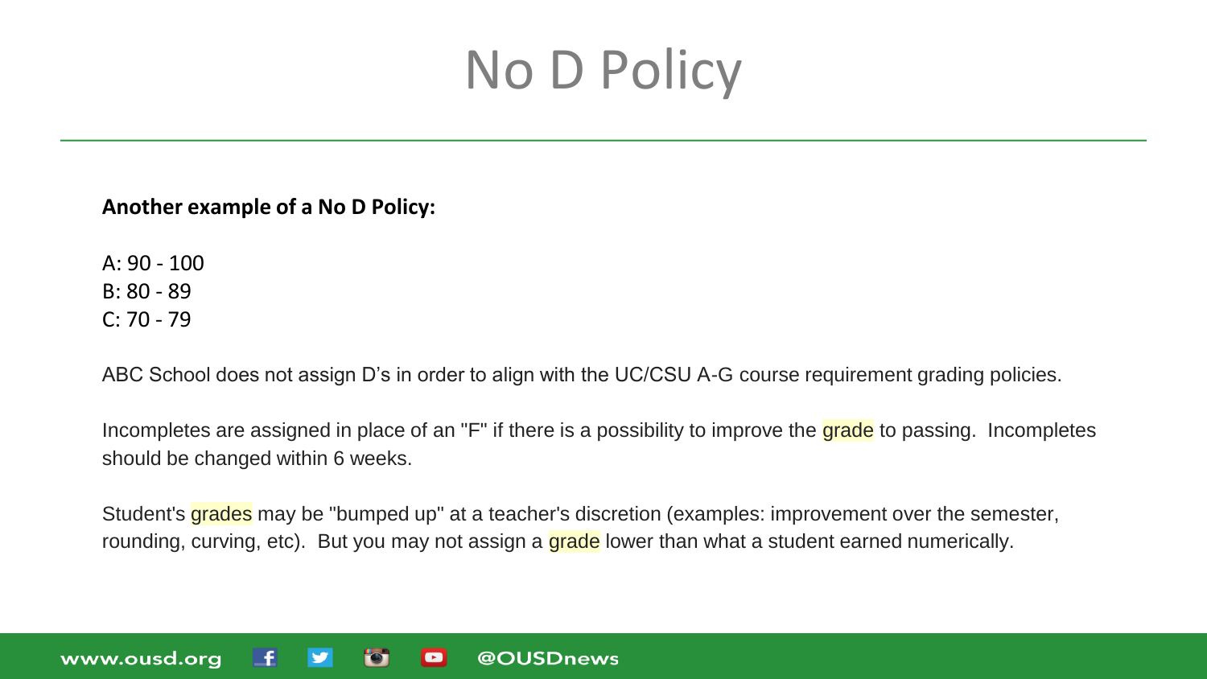# No D Policy

**Another example of a No D Policy:**

A: 90 - 100
B: 80 - 89
C: 70 - 79

ABC School does not assign D's in order to align with the UC/CSU A-G course requirement grading policies.

Incompletes are assigned in place of an "F" if there is a possibility to improve the grade to passing. Incompletes should be changed within 6 weeks.

Student's grades may be "bumped up" at a teacher's discretion (examples: improvement over the semester, rounding, curving, etc). But you may not assign a grade lower than what a student earned numerically.